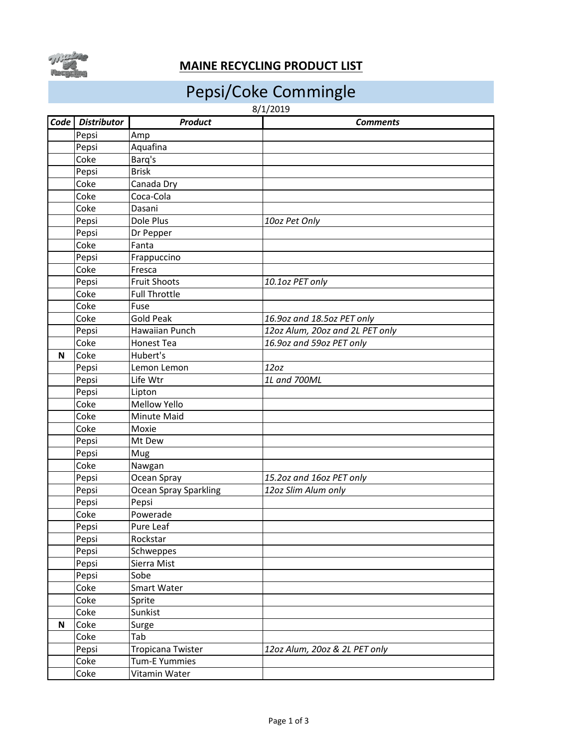## MAINE RECYCLING PRODUCT LIST

# Pepsi/Coke Commingle

8/1/2019

| Code | Distributor | Product | Comments |
|---|---|---|---|
| | Pepsi | Amp | |
| | Pepsi | Aquafina | |
| | Coke | Barq's | |
| | Pepsi | Brisk | |
| | Coke | Canada Dry | |
| | Coke | Coca-Cola | |
| | Coke | Dasani | |
| | Pepsi | Dole Plus | *10oz Pet Only* |
| | Pepsi | Dr Pepper | |
| | Coke | Fanta | |
| | Pepsi | Frappuccino | |
| | Coke | Fresca | |
| | Pepsi | Fruit Shoots | *10.1oz PET only* |
| | Coke | Full Throttle | |
| | Coke | Fuse | |
| | Coke | Gold Peak | *16.9oz and 18.5oz PET only* |
| | Pepsi | Hawaiian Punch | *12oz Alum, 20oz and 2L PET only* |
| | Coke | Honest Tea | *16.9oz and 59oz PET only* |
| **N** | Coke | Hubert's | |
| | Pepsi | Lemon Lemon | *12oz* |
| | Pepsi | Life Wtr | *1L and 700ML* |
| | Pepsi | Lipton | |
| | Coke | Mellow Yello | |
| | Coke | Minute Maid | |
| | Coke | Moxie | |
| | Pepsi | Mt Dew | |
| | Pepsi | Mug | |
| | Coke | Nawgan | |
| | Pepsi | Ocean Spray | *15.2oz and 16oz PET only* |
| | Pepsi | Ocean Spray Sparkling | *12oz Slim Alum only* |
| | Pepsi | Pepsi | |
| | Coke | Powerade | |
| | Pepsi | Pure Leaf | |
| | Pepsi | Rockstar | |
| | Pepsi | Schweppes | |
| | Pepsi | Sierra Mist | |
| | Pepsi | Sobe | |
| | Coke | Smart Water | |
| | Coke | Sprite | |
| | Coke | Sunkist | |
| **N** | Coke | Surge | |
| | Coke | Tab | |
| | Pepsi | Tropicana Twister | *12oz Alum, 20oz & 2L PET only* |
| | Coke | Tum-E Yummies | |
| | Coke | Vitamin Water | |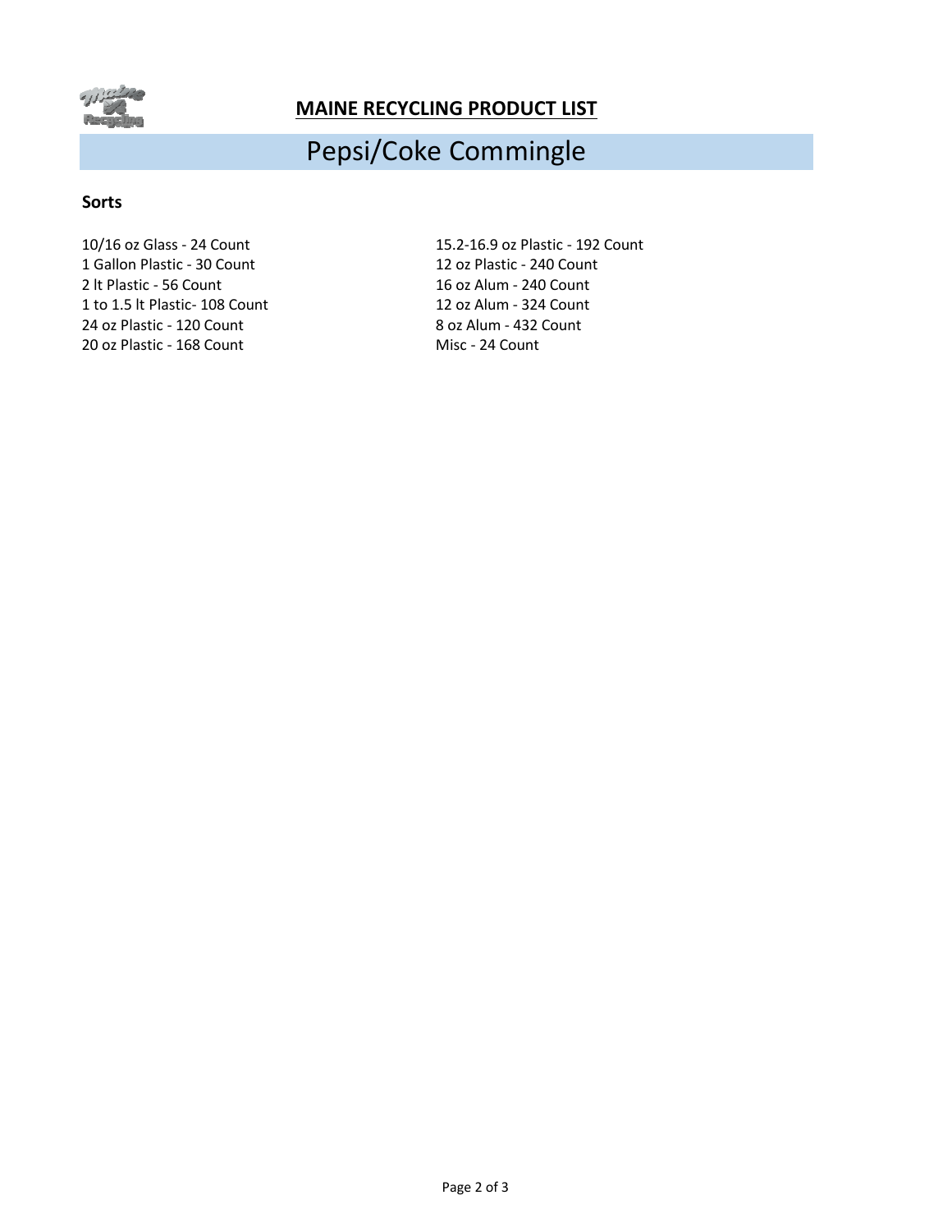## MAINE RECYCLING PRODUCT LIST

# Pepsi/Coke Commingle

**Sorts**

10/16 oz Glass - 24 Count
1 Gallon Plastic - 30 Count
2 lt Plastic - 56 Count
1 to 1.5 lt Plastic- 108 Count
24 oz Plastic - 120 Count
20 oz Plastic - 168 Count
15.2-16.9 oz Plastic - 192 Count
12 oz Plastic - 240 Count
16 oz Alum - 240 Count
12 oz Alum - 324 Count
8 oz Alum - 432 Count
Misc - 24 Count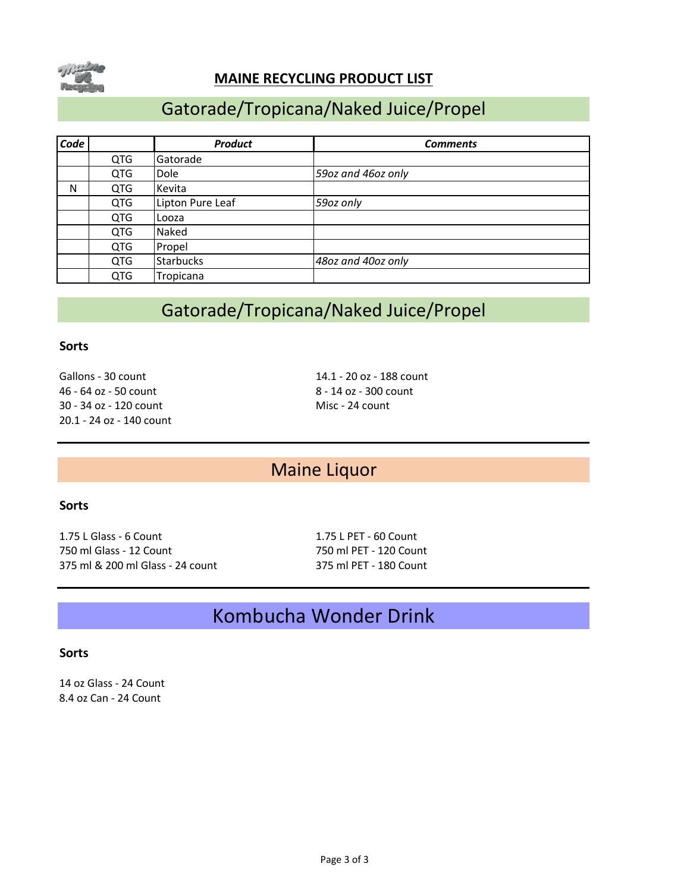## MAINE RECYCLING PRODUCT LIST

## Gatorade/Tropicana/Naked Juice/Propel

| *Code* | | *Product* | *Comments* |
|---|---|---|---|
| | QTG | Gatorade | |
| | QTG | Dole | *59oz and 46oz only* |
| N | QTG | Kevita | |
| | QTG | Lipton Pure Leaf | *59oz only* |
| | QTG | Looza | |
| | QTG | Naked | |
| | QTG | Propel | |
| | QTG | Starbucks | *48oz and 40oz only* |
| | QTG | Tropicana | |

## Gatorade/Tropicana/Naked Juice/Propel

**Sorts**

Gallons - 30 count
46 - 64 oz - 50 count
30 - 34 oz - 120 count
20.1 - 24 oz - 140 count
14.1 - 20 oz - 188 count
8 - 14 oz - 300 count
Misc - 24 count

## Maine Liquor

**Sorts**

1.75 L Glass - 6 Count
750 ml Glass - 12 Count
375 ml & 200 ml Glass - 24 count
1.75 L PET - 60 Count
750 ml PET - 120 Count
375 ml PET - 180 Count

## Kombucha Wonder Drink

**Sorts**

14 oz Glass - 24 Count
8.4 oz Can - 24 Count